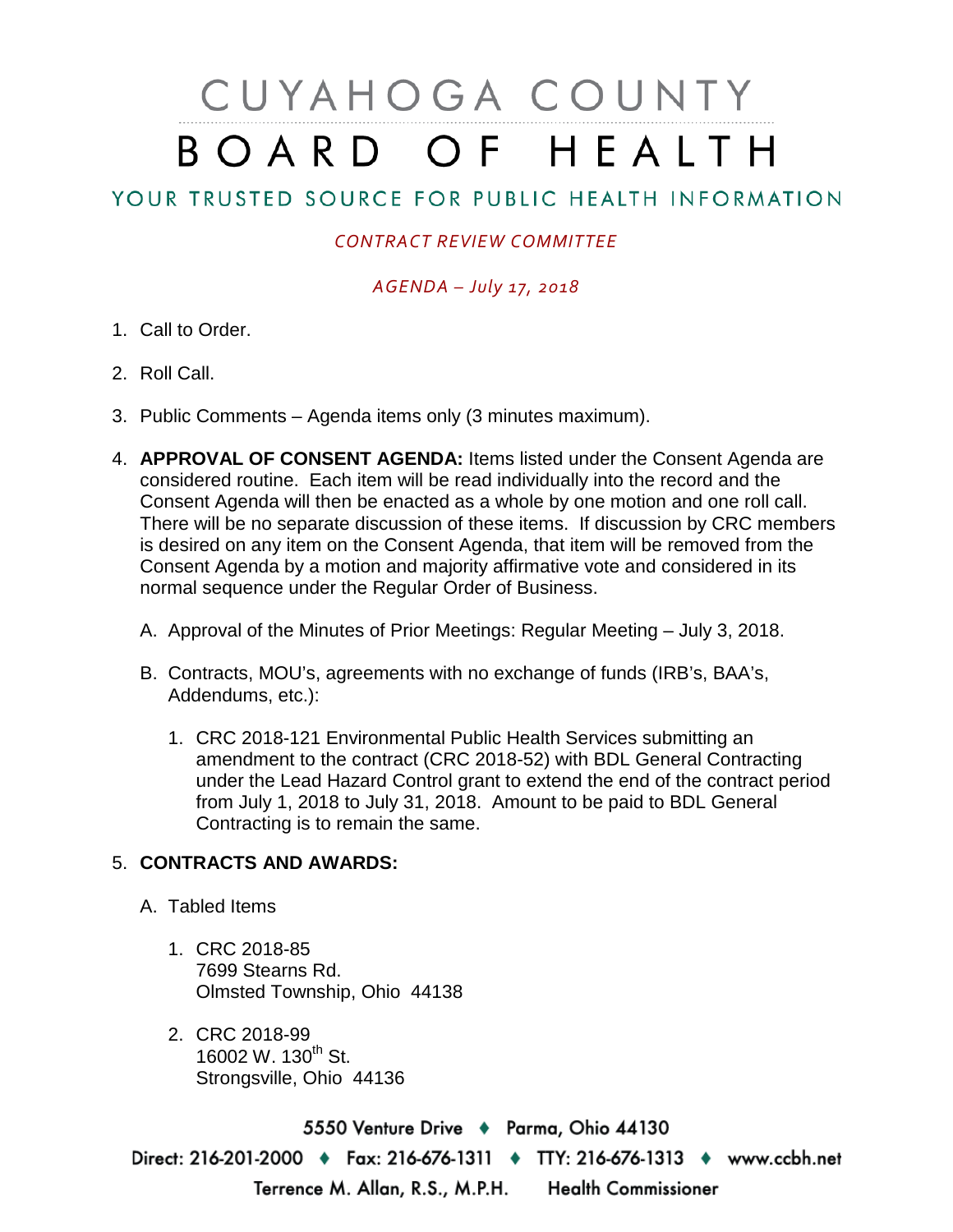# CUYAHOGA COUNTY BOARD OF HEALTH

## YOUR TRUSTED SOURCE FOR PUBLIC HEALTH INFORMATION

*CONTRACT REVIEW COMMITTEE*

*AGENDA – July 17, 2018*

1. Call to Order.

2. Roll Call.

3. Public Comments – Agenda items only (3 minutes maximum).

4. **APPROVAL OF CONSENT AGENDA:** Items listed under the Consent Agenda are considered routine. Each item will be read individually into the record and the Consent Agenda will then be enacted as a whole by one motion and one roll call. There will be no separate discussion of these items. If discussion by CRC members is desired on any item on the Consent Agenda, that item will be removed from the Consent Agenda by a motion and majority affirmative vote and considered in its normal sequence under the Regular Order of Business.

   A. Approval of the Minutes of Prior Meetings: Regular Meeting – July 3, 2018.

   B. Contracts, MOU's, agreements with no exchange of funds (IRB's, BAA's, Addendums, etc.):

      1. CRC 2018-121 Environmental Public Health Services submitting an amendment to the contract (CRC 2018-52) with BDL General Contracting under the Lead Hazard Control grant to extend the end of the contract period from July 1, 2018 to July 31, 2018. Amount to be paid to BDL General Contracting is to remain the same.

5. **CONTRACTS AND AWARDS:**

   A. Tabled Items

      1. CRC 2018-85
         7699 Stearns Rd.
         Olmsted Township, Ohio 44138

      2. CRC 2018-99
         16002 W. 130th St.
         Strongsville, Ohio 44136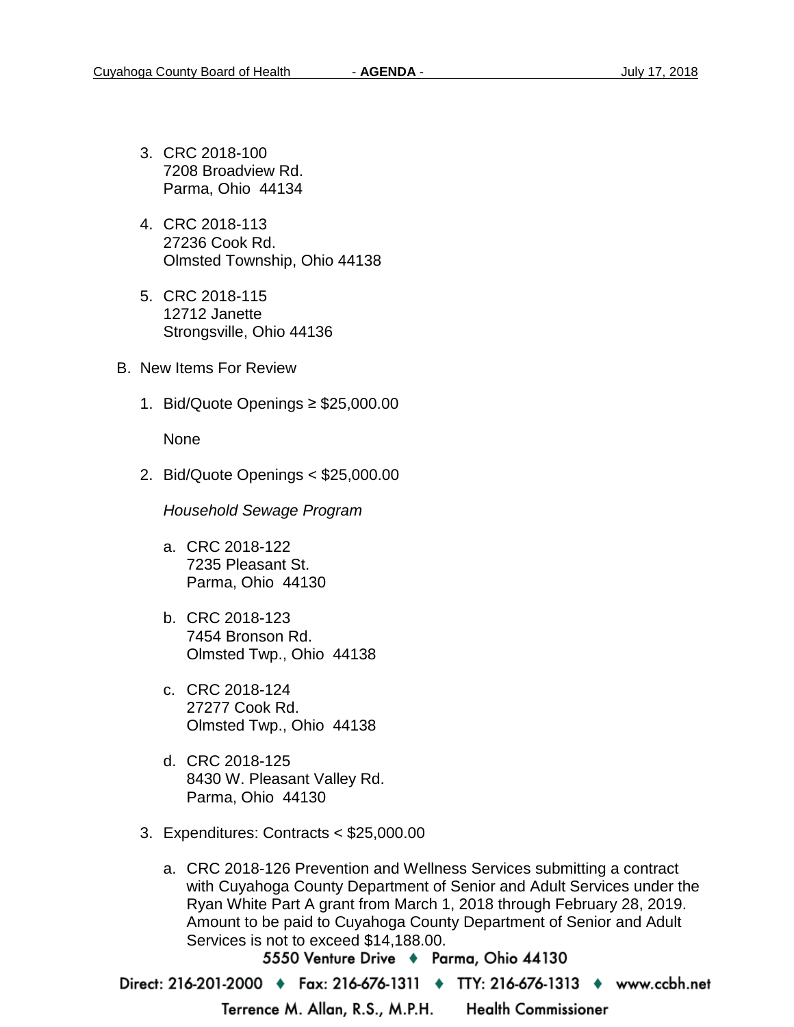3. CRC 2018-100
   7208 Broadview Rd.
   Parma, Ohio 44134

4. CRC 2018-113
   27236 Cook Rd.
   Olmsted Township, Ohio 44138

5. CRC 2018-115
   12712 Janette
   Strongsville, Ohio 44136

B. New Items For Review

1. Bid/Quote Openings ≥ $25,000.00

   None

2. Bid/Quote Openings < $25,000.00

   *Household Sewage Program*

   a. CRC 2018-122
      7235 Pleasant St.
      Parma, Ohio 44130

   b. CRC 2018-123
      7454 Bronson Rd.
      Olmsted Twp., Ohio 44138

   c. CRC 2018-124
      27277 Cook Rd.
      Olmsted Twp., Ohio 44138

   d. CRC 2018-125
      8430 W. Pleasant Valley Rd.
      Parma, Ohio 44130

3. Expenditures: Contracts < $25,000.00

   a. CRC 2018-126 Prevention and Wellness Services submitting a contract with Cuyahoga County Department of Senior and Adult Services under the Ryan White Part A grant from March 1, 2018 through February 28, 2019. Amount to be paid to Cuyahoga County Department of Senior and Adult Services is not to exceed $14,188.00.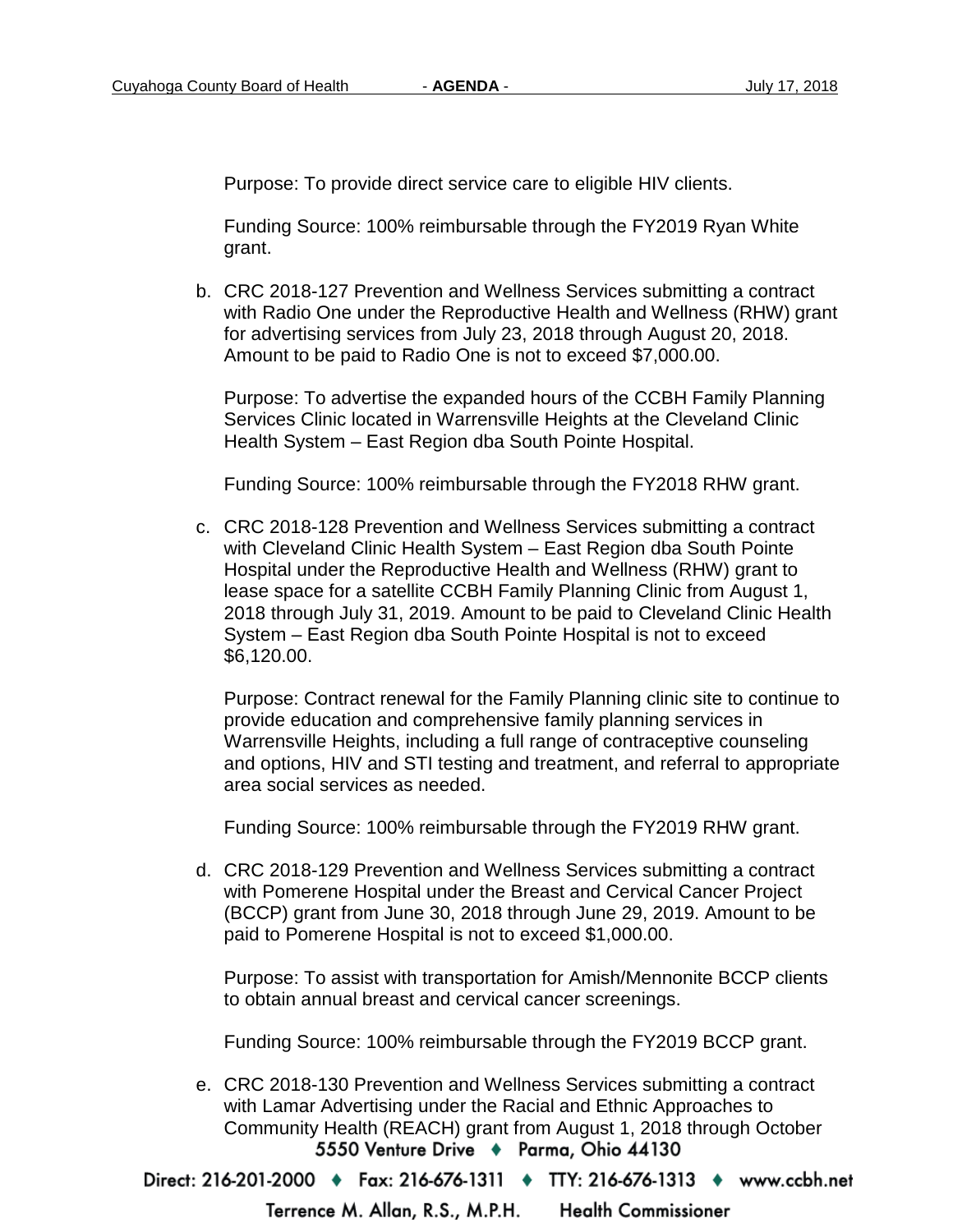Purpose: To provide direct service care to eligible HIV clients.

Funding Source: 100% reimbursable through the FY2019 Ryan White grant.

b. CRC 2018-127 Prevention and Wellness Services submitting a contract with Radio One under the Reproductive Health and Wellness (RHW) grant for advertising services from July 23, 2018 through August 20, 2018. Amount to be paid to Radio One is not to exceed $7,000.00.

   Purpose: To advertise the expanded hours of the CCBH Family Planning Services Clinic located in Warrensville Heights at the Cleveland Clinic Health System – East Region dba South Pointe Hospital.

   Funding Source: 100% reimbursable through the FY2018 RHW grant.

c. CRC 2018-128 Prevention and Wellness Services submitting a contract with Cleveland Clinic Health System – East Region dba South Pointe Hospital under the Reproductive Health and Wellness (RHW) grant to lease space for a satellite CCBH Family Planning Clinic from August 1, 2018 through July 31, 2019. Amount to be paid to Cleveland Clinic Health System – East Region dba South Pointe Hospital is not to exceed $6,120.00.

   Purpose: Contract renewal for the Family Planning clinic site to continue to provide education and comprehensive family planning services in Warrensville Heights, including a full range of contraceptive counseling and options, HIV and STI testing and treatment, and referral to appropriate area social services as needed.

   Funding Source: 100% reimbursable through the FY2019 RHW grant.

d. CRC 2018-129 Prevention and Wellness Services submitting a contract with Pomerene Hospital under the Breast and Cervical Cancer Project (BCCP) grant from June 30, 2018 through June 29, 2019. Amount to be paid to Pomerene Hospital is not to exceed $1,000.00.

   Purpose: To assist with transportation for Amish/Mennonite BCCP clients to obtain annual breast and cervical cancer screenings.

   Funding Source: 100% reimbursable through the FY2019 BCCP grant.

e. CRC 2018-130 Prevention and Wellness Services submitting a contract with Lamar Advertising under the Racial and Ethnic Approaches to Community Health (REACH) grant from August 1, 2018 through October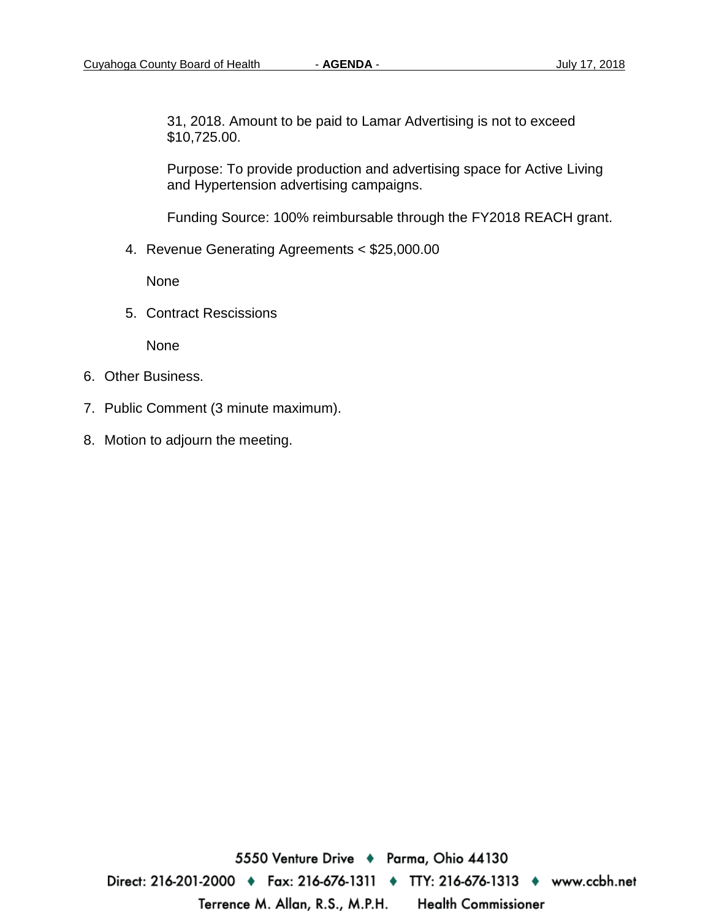31, 2018. Amount to be paid to Lamar Advertising is not to exceed $10,725.00.

Purpose: To provide production and advertising space for Active Living and Hypertension advertising campaigns.

Funding Source: 100% reimbursable through the FY2018 REACH grant.

4. Revenue Generating Agreements < $25,000.00

   None

5. Contract Rescissions

   None

6. Other Business.
7. Public Comment (3 minute maximum).
8. Motion to adjourn the meeting.